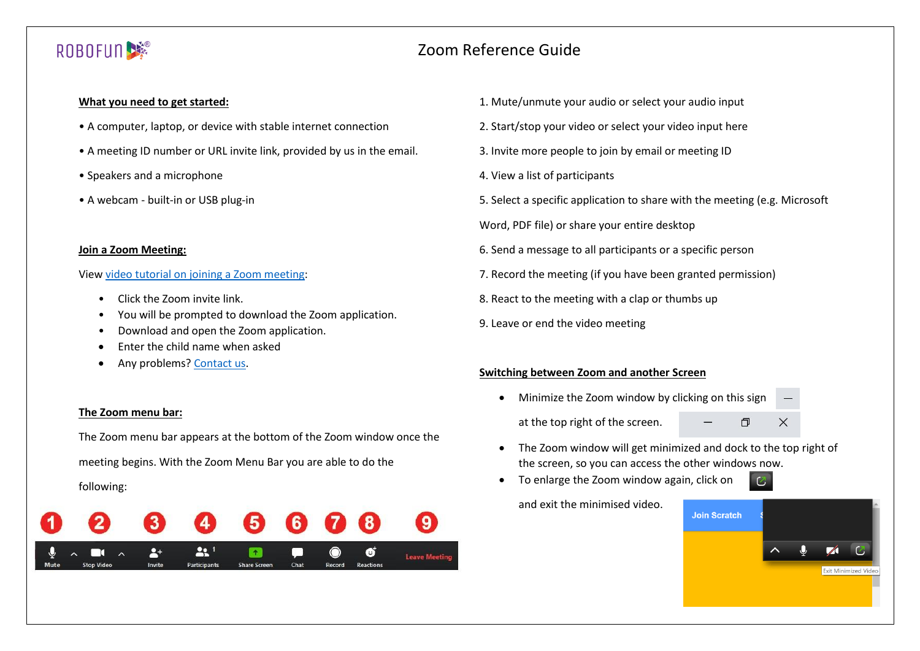# Zoom Reference Guide

**What you need to get started:**

- A computer, laptop, or device with stable internet connection
- A meeting ID number or URL invite link, provided by us in the email.
- Speakers and a microphone
- A webcam - built-in or USB plug-in

**Join a Zoom Meeting:**

View video tutorial on joining a Zoom meeting:

- Click the Zoom invite link.
- You will be prompted to download the Zoom application.
- Download and open the Zoom application.
- Enter the child name when asked
- Any problems? Contact us.

**The Zoom menu bar:**

The Zoom menu bar appears at the bottom of the Zoom window once the meeting begins. With the Zoom Menu Bar you are able to do the following:

1. Mute/unmute your audio or select your audio input
2. Start/stop your video or select your video input here
3. Invite more people to join by email or meeting ID
4. View a list of participants
5. Select a specific application to share with the meeting (e.g. Microsoft Word, PDF file) or share your entire desktop
6. Send a message to all participants or a specific person
7. Record the meeting (if you have been granted permission)
8. React to the meeting with a clap or thumbs up
9. Leave or end the video meeting

**Switching between Zoom and another Screen**

- Minimize the Zoom window by clicking on this sign at the top right of the screen.
- The Zoom window will get minimized and dock to the top right of the screen, so you can access the other windows now.
- To enlarge the Zoom window again, click on and exit the minimised video.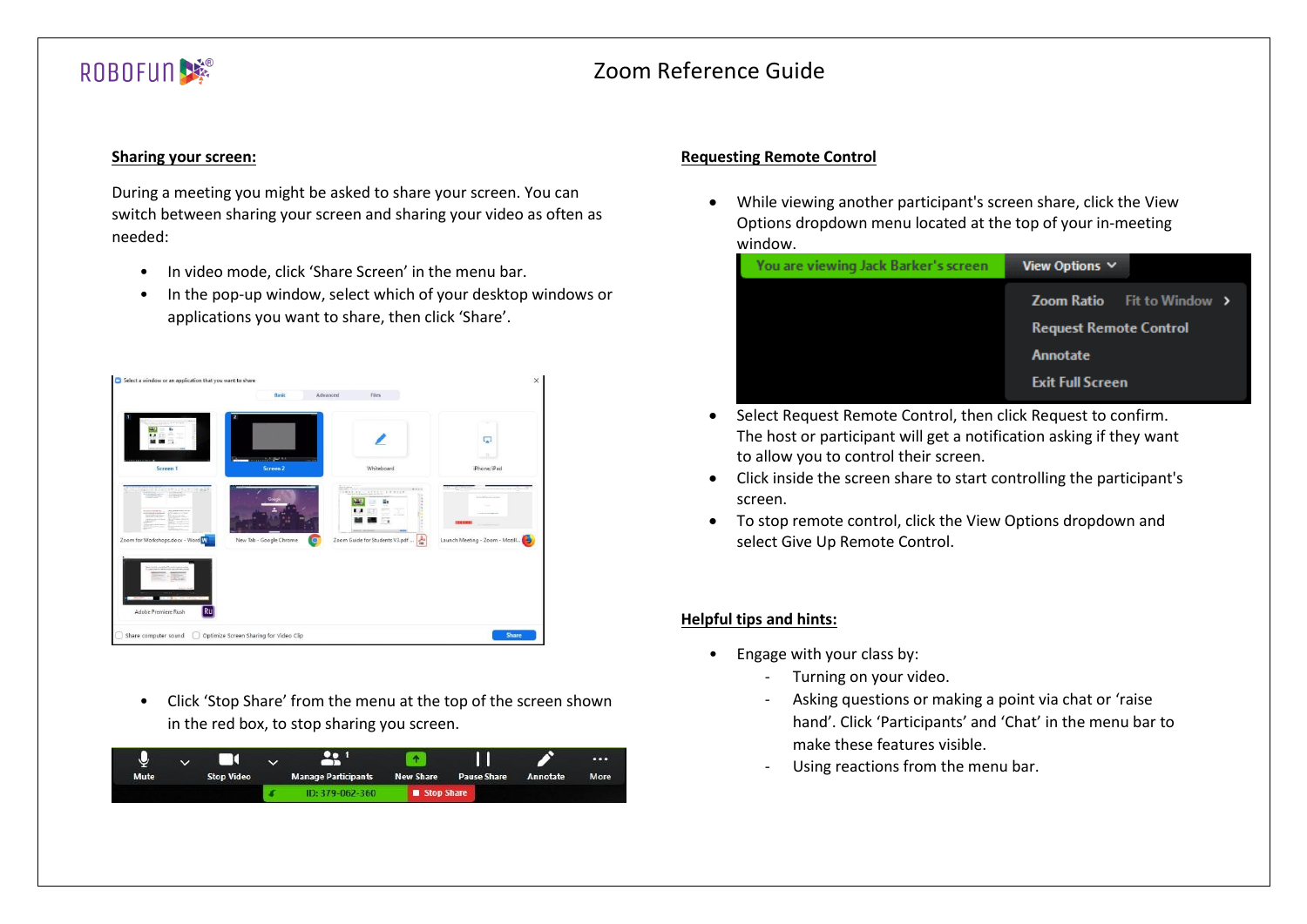# Zoom Reference Guide

## Sharing your screen:

During a meeting you might be asked to share your screen. You can switch between sharing your screen and sharing your video as often as needed:

- In video mode, click 'Share Screen' in the menu bar.
- In the pop-up window, select which of your desktop windows or applications you want to share, then click 'Share'.

- Click 'Stop Share' from the menu at the top of the screen shown in the red box, to stop sharing you screen.

## Requesting Remote Control

- While viewing another participant's screen share, click the View Options dropdown menu located at the top of your in-meeting window.
- Select Request Remote Control, then click Request to confirm. The host or participant will get a notification asking if they want to allow you to control their screen.
- Click inside the screen share to start controlling the participant's screen.
- To stop remote control, click the View Options dropdown and select Give Up Remote Control.

## Helpful tips and hints:

- Engage with your class by:
  - Turning on your video.
  - Asking questions or making a point via chat or 'raise hand'. Click 'Participants' and 'Chat' in the menu bar to make these features visible.
  - Using reactions from the menu bar.